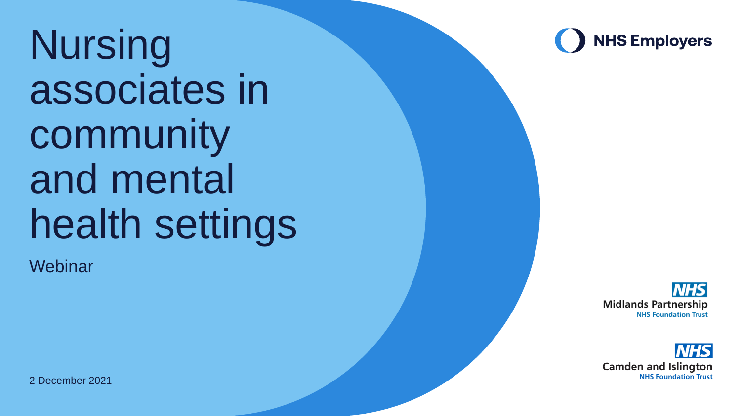# Nursing associates in community and mental health settings

Webinar

NHS Employers

NHS Midlands Partnership NHS Foundation Trust

NHS Camden and Islington NHS Foundation Trust

2 December 2021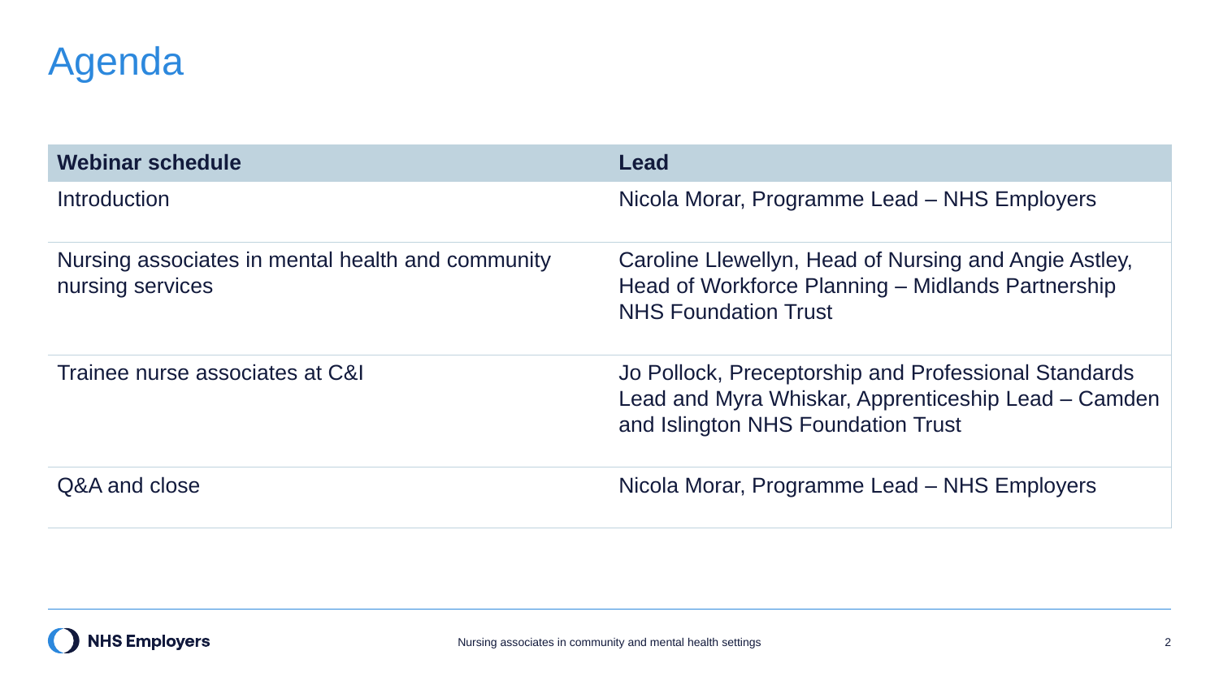# Agenda

| Webinar schedule | Lead |
| --- | --- |
| Introduction | Nicola Morar, Programme Lead – NHS Employers |
| Nursing associates in mental health and community nursing services | Caroline Llewellyn, Head of Nursing and Angie Astley, Head of Workforce Planning – Midlands Partnership NHS Foundation Trust |
| Trainee nurse associates at C&I | Jo Pollock, Preceptorship and Professional Standards Lead and Myra Whiskar, Apprenticeship Lead – Camden and Islington NHS Foundation Trust |
| Q&A and close | Nicola Morar, Programme Lead – NHS Employers |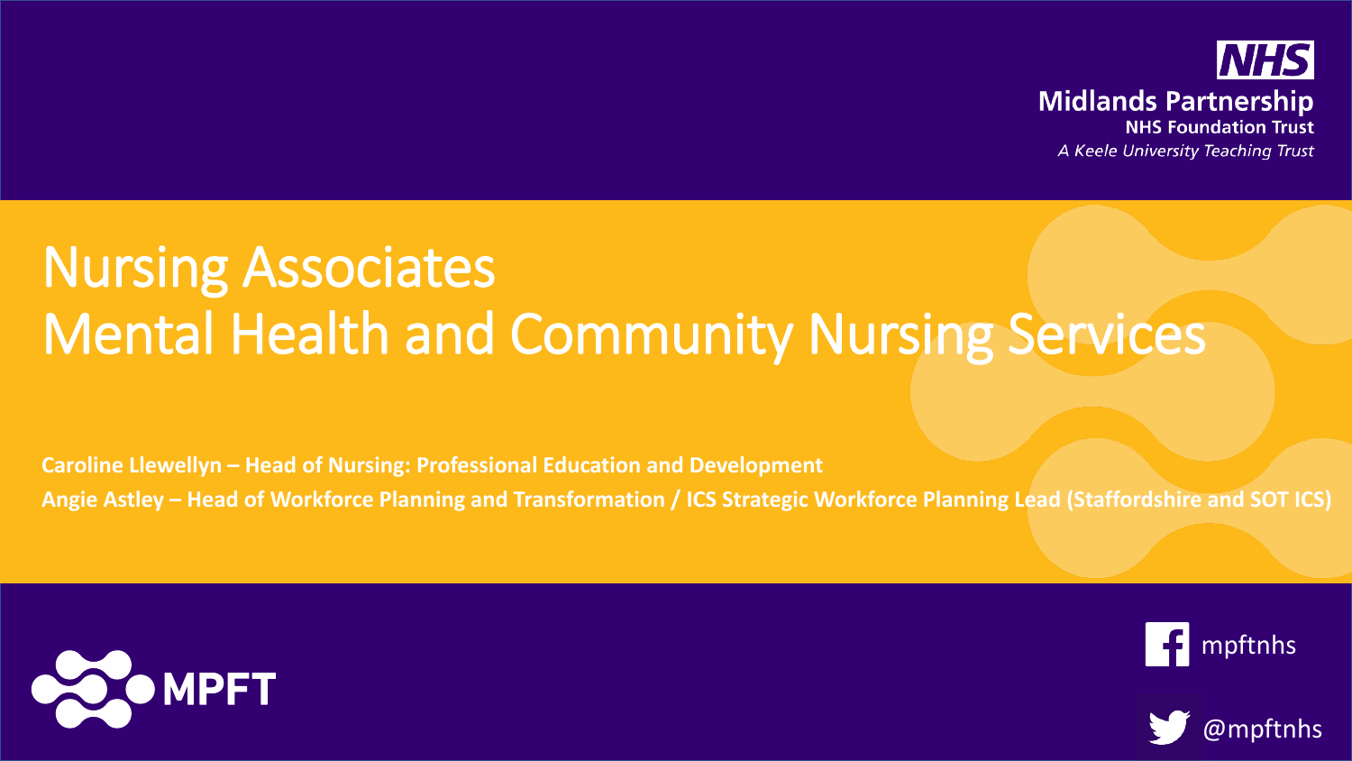NHS

Midlands Partnership
NHS Foundation Trust
*A Keele University Teaching Trust*

# Nursing Associates
# Mental Health and Community Nursing Services

**Caroline Llewellyn – Head of Nursing: Professional Education and Development**

**Angie Astley – Head of Workforce Planning and Transformation / ICS Strategic Workforce Planning Lead (Staffordshire and SOT ICS)**

MPFT

mpftnhs

@mpftnhs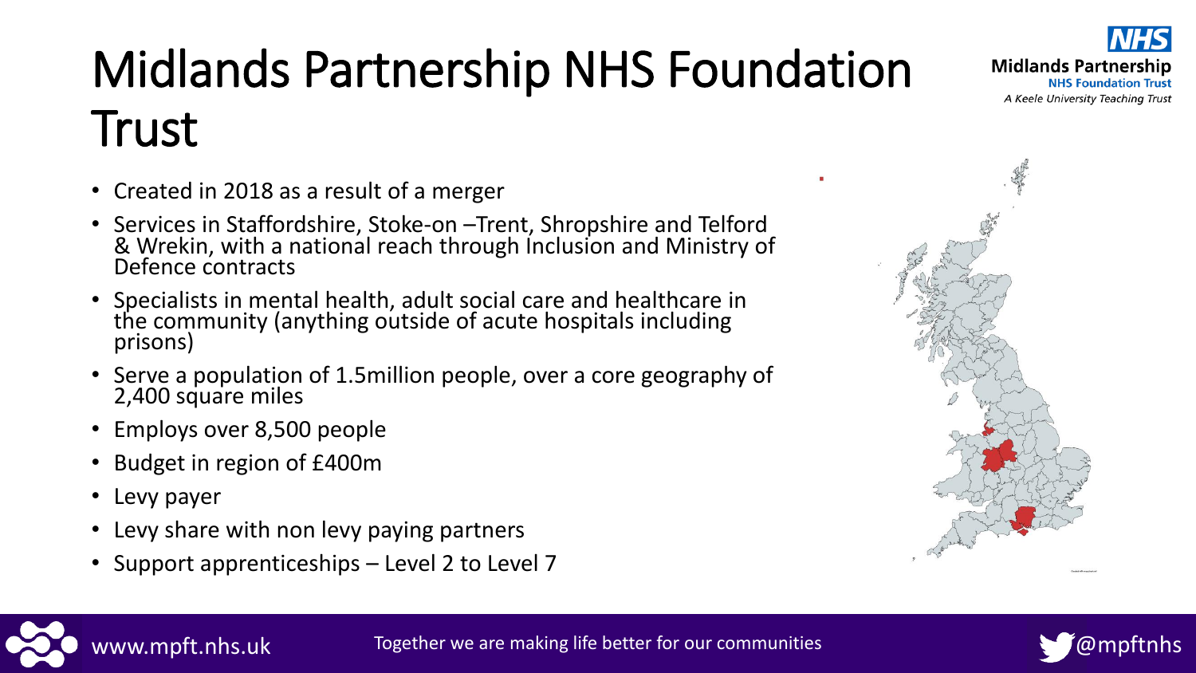# Midlands Partnership NHS Foundation Trust

- Created in 2018 as a result of a merger
- Services in Staffordshire, Stoke-on –Trent, Shropshire and Telford & Wrekin, with a national reach through Inclusion and Ministry of Defence contracts
- Specialists in mental health, adult social care and healthcare in the community (anything outside of acute hospitals including prisons)
- Serve a population of 1.5million people, over a core geography of 2,400 square miles
- Employs over 8,500 people
- Budget in region of £400m
- Levy payer
- Levy share with non levy paying partners
- Support apprenticeships – Level 2 to Level 7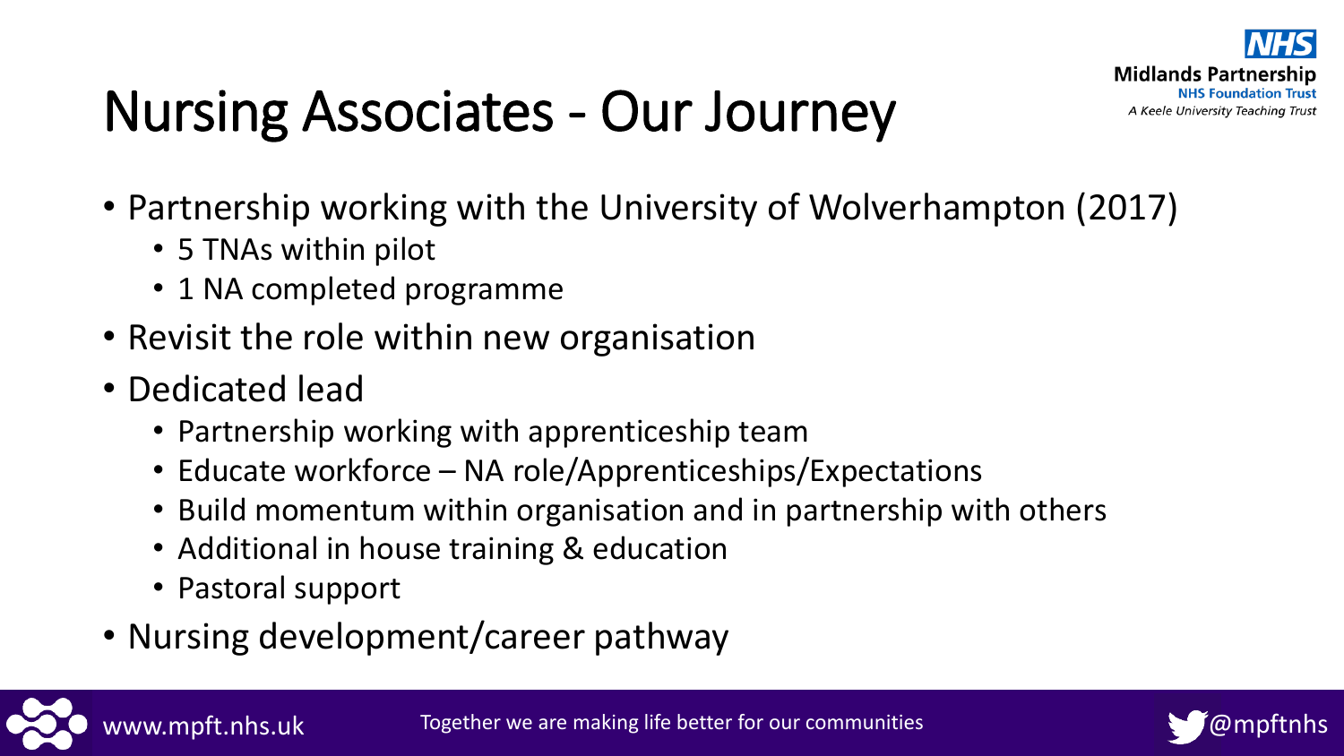# Nursing Associates - Our Journey

- Partnership working with the University of Wolverhampton (2017)
  - 5 TNAs within pilot
  - 1 NA completed programme
- Revisit the role within new organisation
- Dedicated lead
  - Partnership working with apprenticeship team
  - Educate workforce – NA role/Apprenticeships/Expectations
  - Build momentum within organisation and in partnership with others
  - Additional in house training & education
  - Pastoral support
- Nursing development/career pathway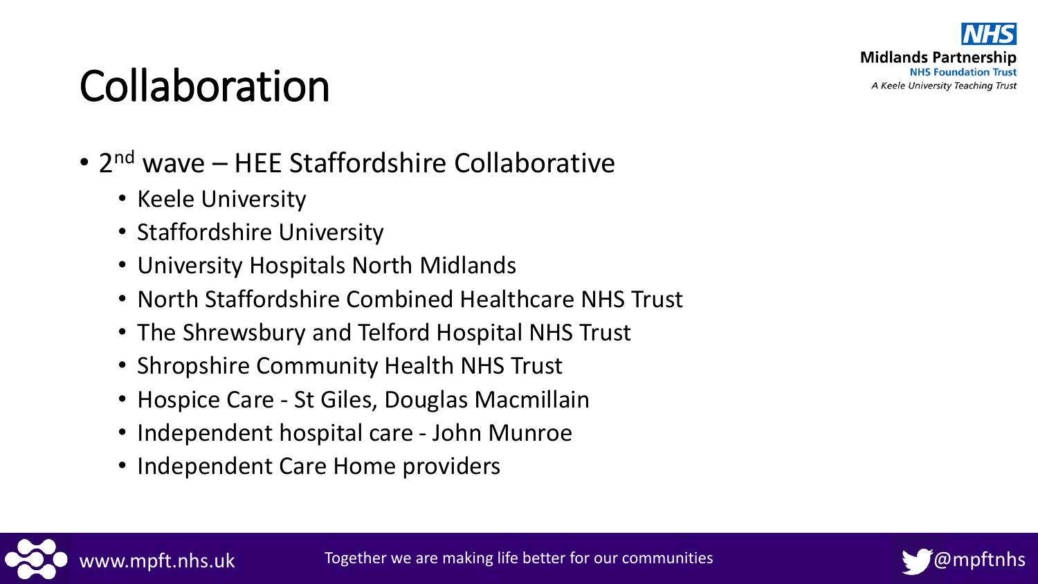# Collaboration

- 2nd wave – HEE Staffordshire Collaborative
  - Keele University
  - Staffordshire University
  - University Hospitals North Midlands
  - North Staffordshire Combined Healthcare NHS Trust
  - The Shrewsbury and Telford Hospital NHS Trust
  - Shropshire Community Health NHS Trust
  - Hospice Care - St Giles, Douglas Macmillain
  - Independent hospital care - John Munroe
  - Independent Care Home providers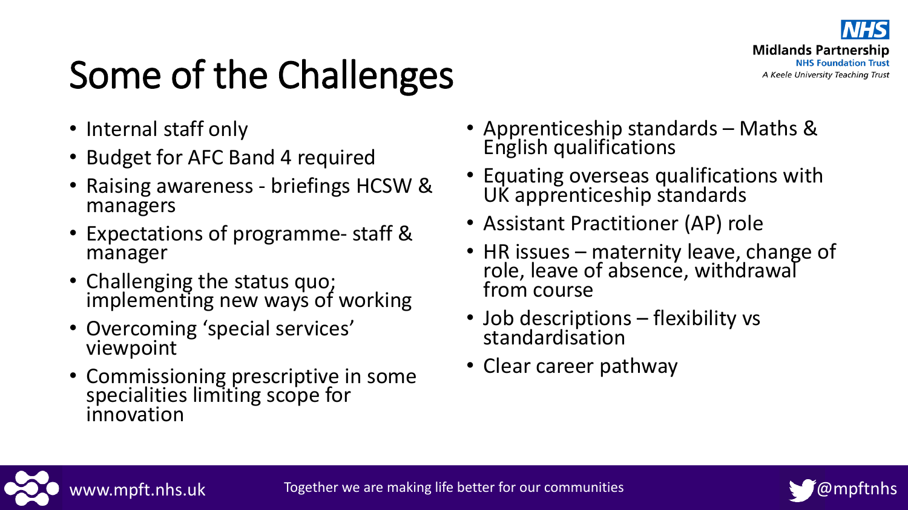# Some of the Challenges

- Internal staff only
- Budget for AFC Band 4 required
- Raising awareness - briefings HCSW & managers
- Expectations of programme- staff & manager
- Challenging the status quo; implementing new ways of working
- Overcoming 'special services' viewpoint
- Commissioning prescriptive in some specialities limiting scope for innovation
- Apprenticeship standards – Maths & English qualifications
- Equating overseas qualifications with UK apprenticeship standards
- Assistant Practitioner (AP) role
- HR issues – maternity leave, change of role, leave of absence, withdrawal from course
- Job descriptions – flexibility vs standardisation
- Clear career pathway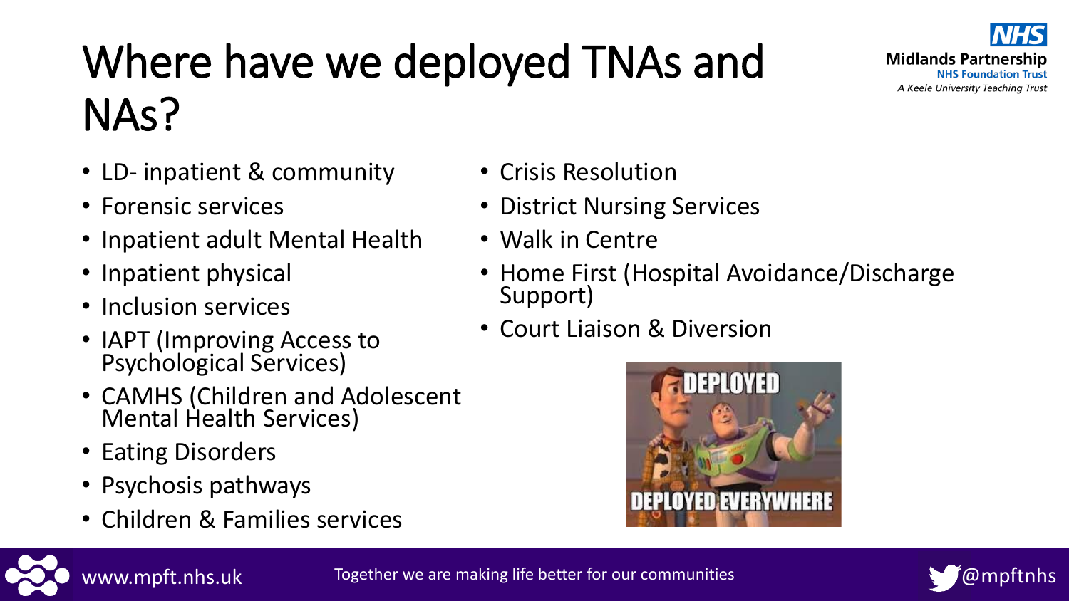# Where have we deployed TNAs and NAs?

- LD- inpatient & community
- Forensic services
- Inpatient adult Mental Health
- Inpatient physical
- Inclusion services
- IAPT (Improving Access to Psychological Services)
- CAMHS (Children and Adolescent Mental Health Services)
- Eating Disorders
- Psychosis pathways
- Children & Families services
- Crisis Resolution
- District Nursing Services
- Walk in Centre
- Home First (Hospital Avoidance/Discharge Support)
- Court Liaison & Diversion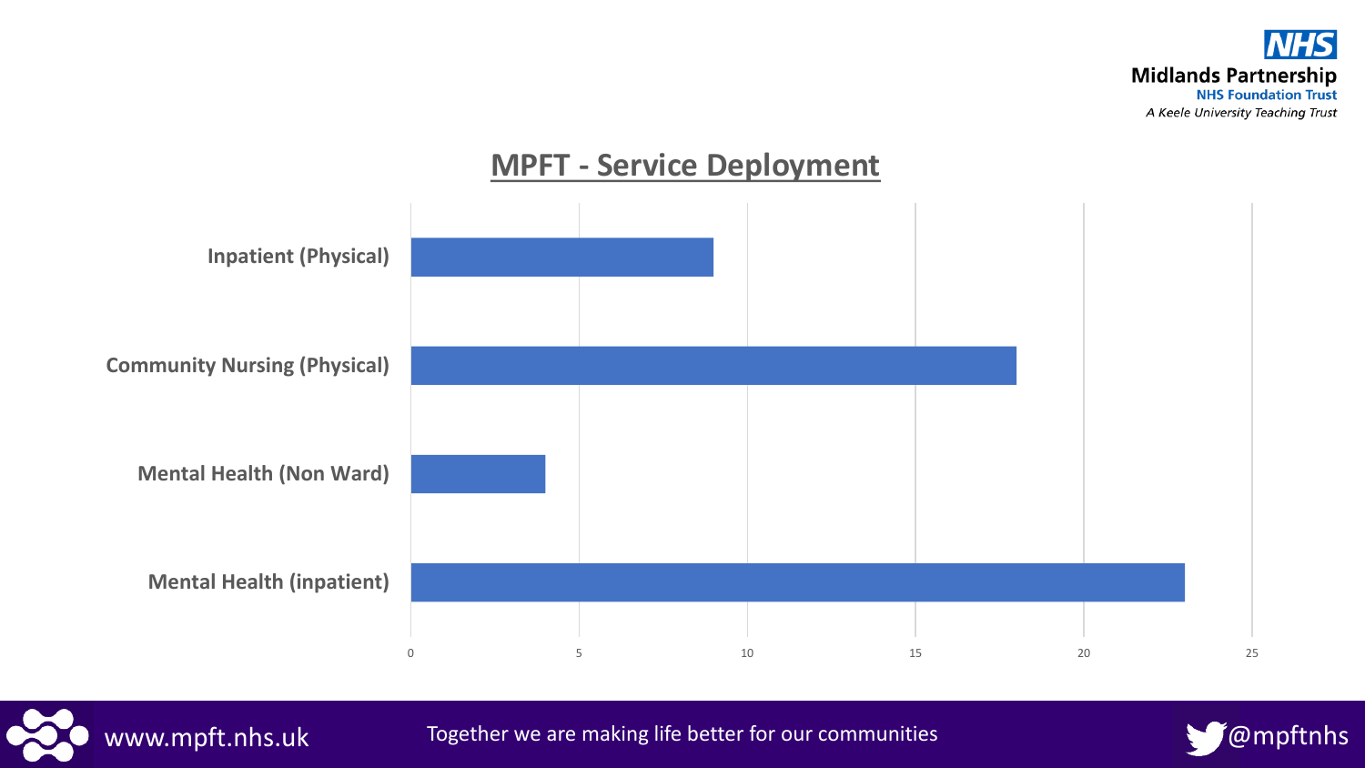## MPFT - Service Deployment

| Service | Value |
| --- | --- |
| Inpatient (Physical) | 9 |
| Community Nursing (Physical) | 18 |
| Mental Health (Non Ward) | 4 |
| Mental Health (inpatient) | 23 |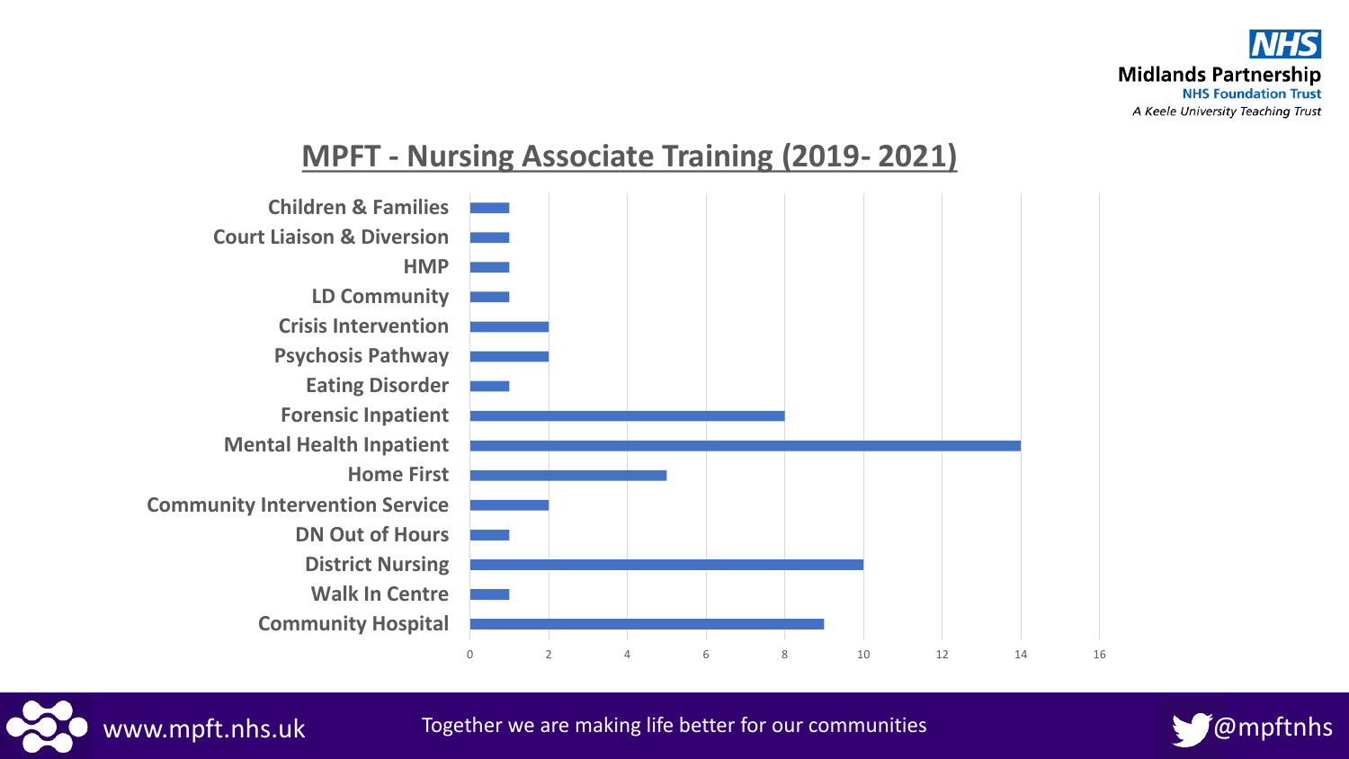## MPFT - Nursing Associate Training (2019- 2021)

| Service | Number |
| --- | --- |
| Children & Families | 1 |
| Court Liaison & Diversion | 1 |
| HMP | 1 |
| LD Community | 1 |
| Crisis Intervention | 2 |
| Psychosis Pathway | 2 |
| Eating Disorder | 1 |
| Forensic Inpatient | 8 |
| Mental Health Inpatient | 14 |
| Home First | 5 |
| Community Intervention Service | 2 |
| DN Out of Hours | 1 |
| District Nursing | 10 |
| Walk In Centre | 1 |
| Community Hospital | 9 |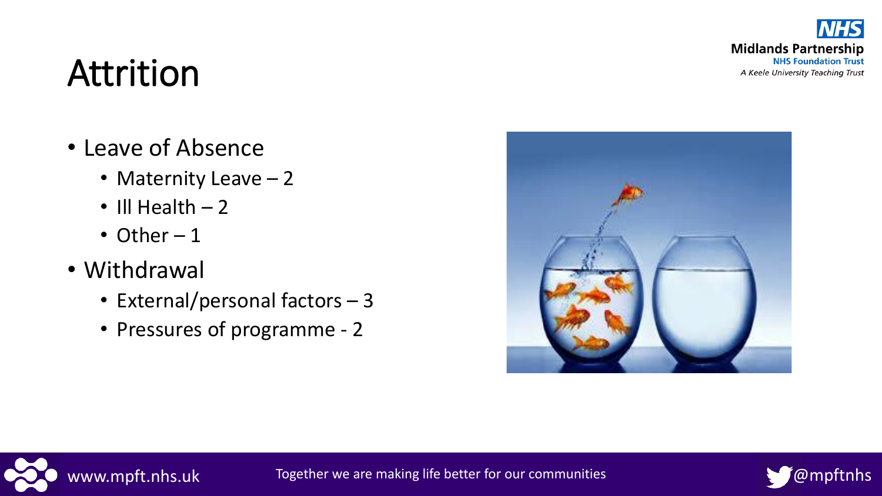# Attrition

- Leave of Absence
  - Maternity Leave – 2
  - Ill Health – 2
  - Other – 1
- Withdrawal
  - External/personal factors – 3
  - Pressures of programme - 2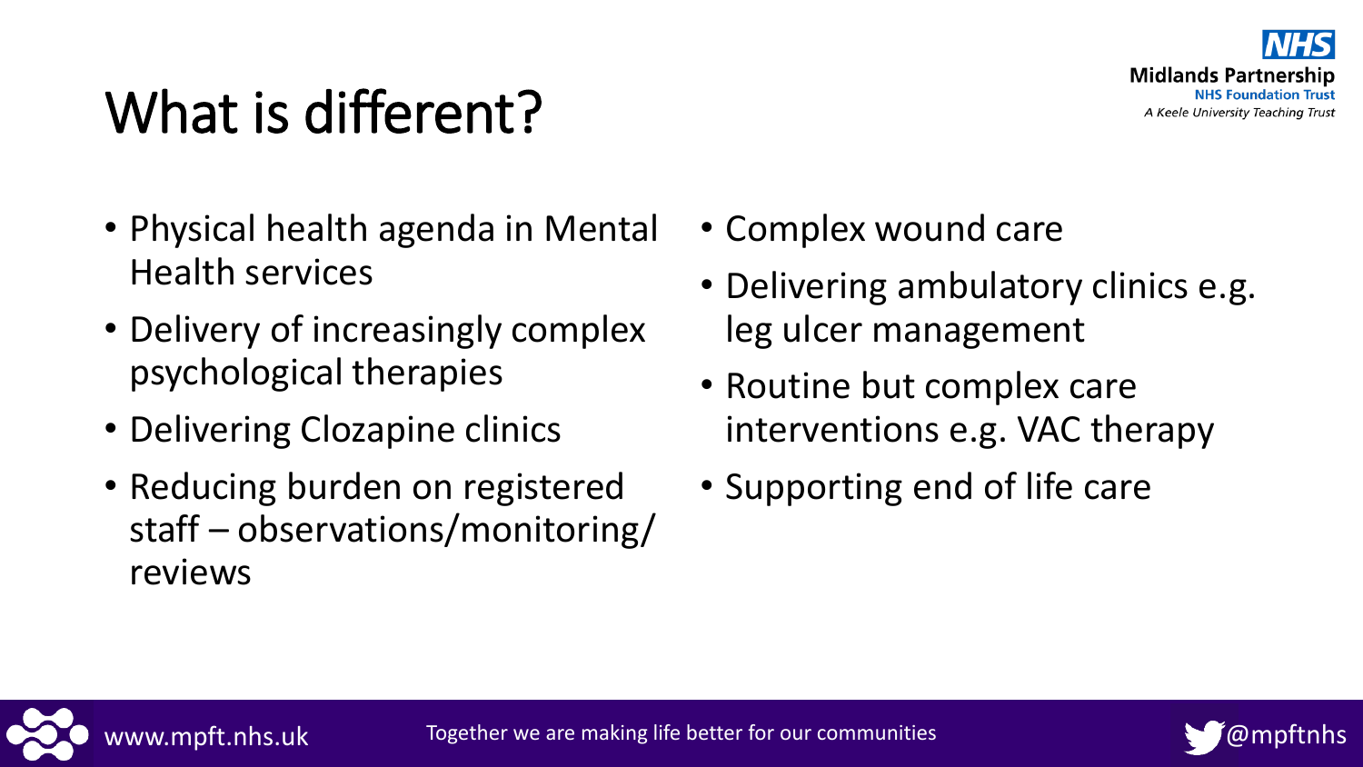# What is different?

- Physical health agenda in Mental Health services
- Delivery of increasingly complex psychological therapies
- Delivering Clozapine clinics
- Reducing burden on registered staff – observations/monitoring/ reviews
- Complex wound care
- Delivering ambulatory clinics e.g. leg ulcer management
- Routine but complex care interventions e.g. VAC therapy
- Supporting end of life care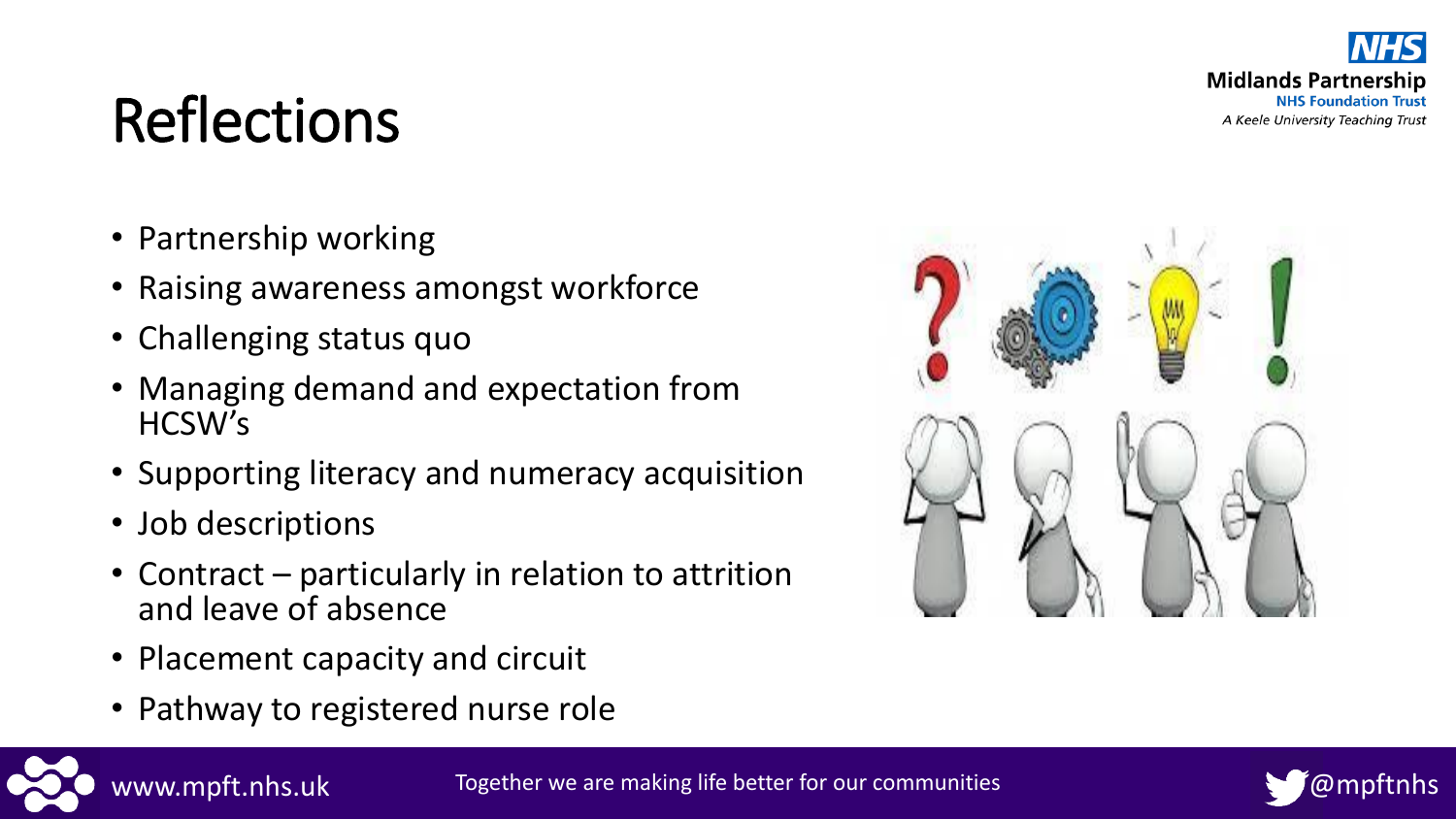# Reflections

- Partnership working
- Raising awareness amongst workforce
- Challenging status quo
- Managing demand and expectation from HCSW's
- Supporting literacy and numeracy acquisition
- Job descriptions
- Contract – particularly in relation to attrition and leave of absence
- Placement capacity and circuit
- Pathway to registered nurse role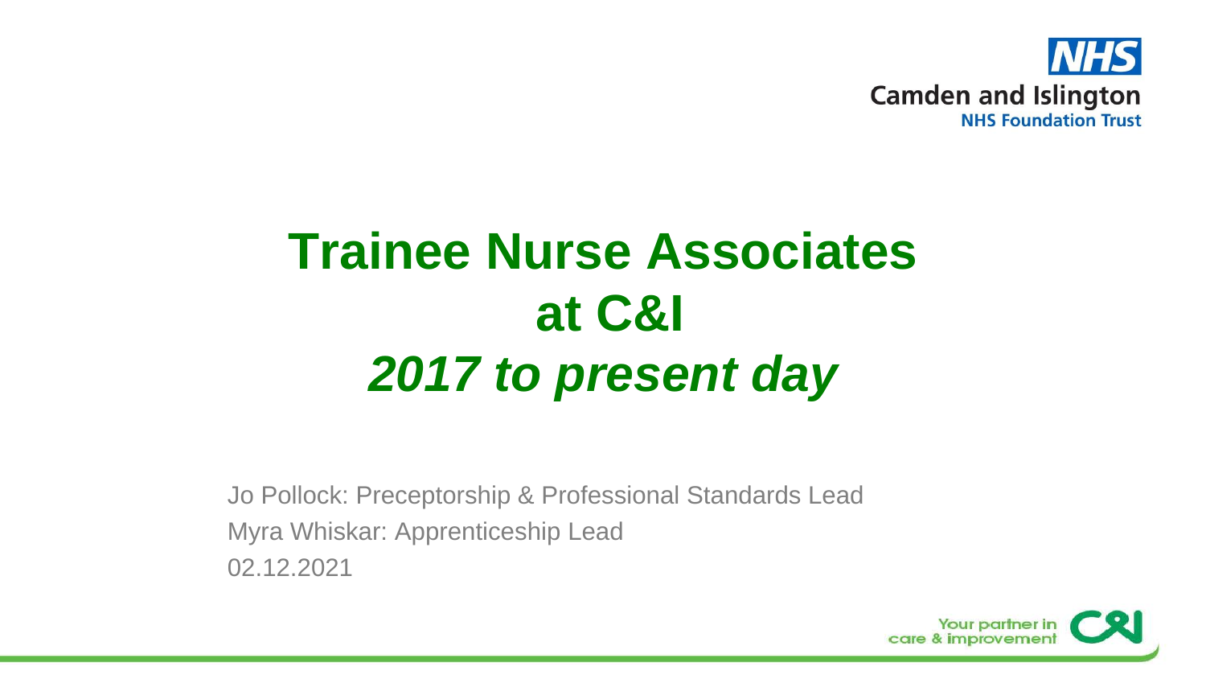# Trainee Nurse Associates at C&I

## *2017 to present day*

Jo Pollock: Preceptorship & Professional Standards Lead

Myra Whiskar: Apprenticeship Lead

02.12.2021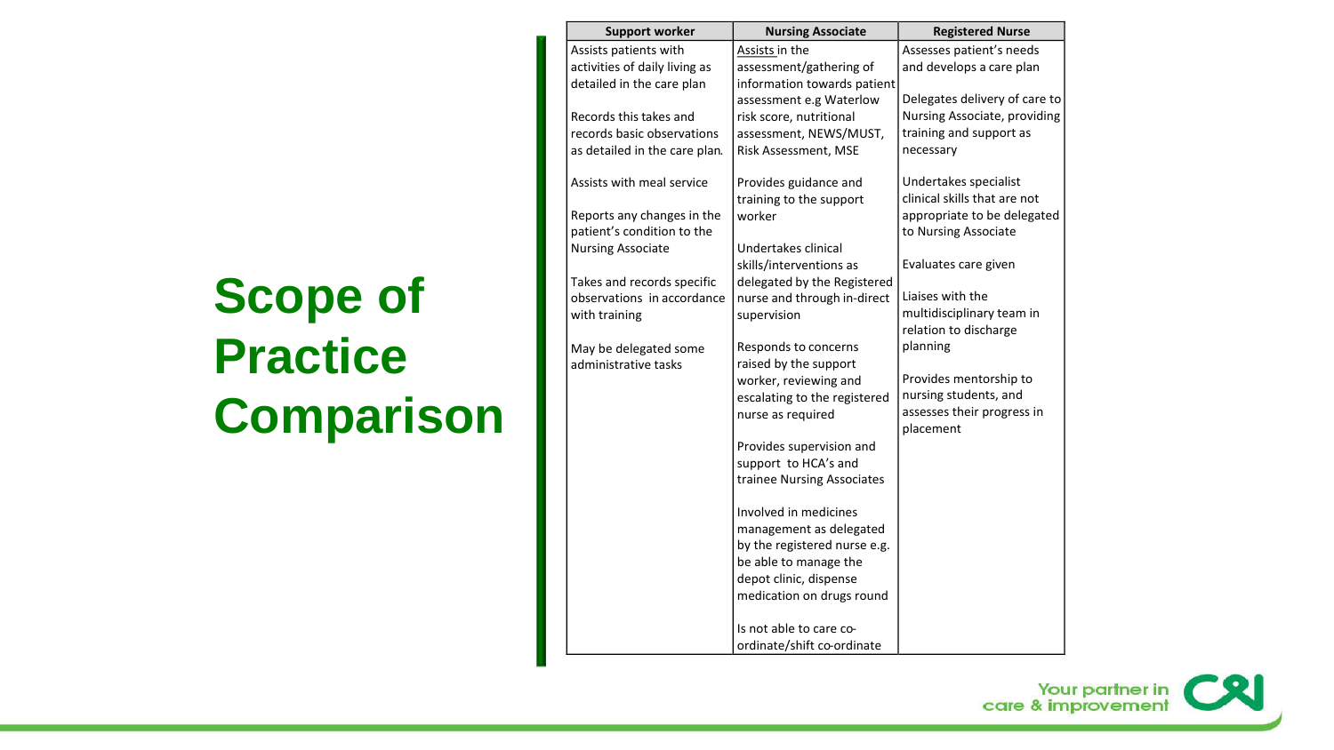# Scope of Practice Comparison

| Support worker | Nursing Associate | Registered Nurse |
|---|---|---|
| Assists patients with activities of daily living as detailed in the care plan<br><br>Records this takes and records basic observations as detailed in the care plan.<br><br>Assists with meal service<br><br>Reports any changes in the patient's condition to the Nursing Associate<br><br>Takes and records specific observations in accordance with training<br><br>May be delegated some administrative tasks | Assists in the assessment/gathering of information towards patient assessment e.g Waterlow risk score, nutritional assessment, NEWS/MUST, Risk Assessment, MSE<br><br>Provides guidance and training to the support worker<br><br>Undertakes clinical skills/interventions as delegated by the Registered nurse and through in-direct supervision<br><br>Responds to concerns raised by the support worker, reviewing and escalating to the registered nurse as required<br><br>Provides supervision and support to HCA's and trainee Nursing Associates<br><br>Involved in medicines management as delegated by the registered nurse e.g. be able to manage the depot clinic, dispense medication on drugs round<br><br>Is not able to care co-ordinate/shift co-ordinate | Assesses patient's needs and develops a care plan<br><br>Delegates delivery of care to Nursing Associate, providing training and support as necessary<br><br>Undertakes specialist clinical skills that are not appropriate to be delegated to Nursing Associate<br><br>Evaluates care given<br><br>Liaises with the multidisciplinary team in relation to discharge planning<br><br>Provides mentorship to nursing students, and assesses their progress in placement |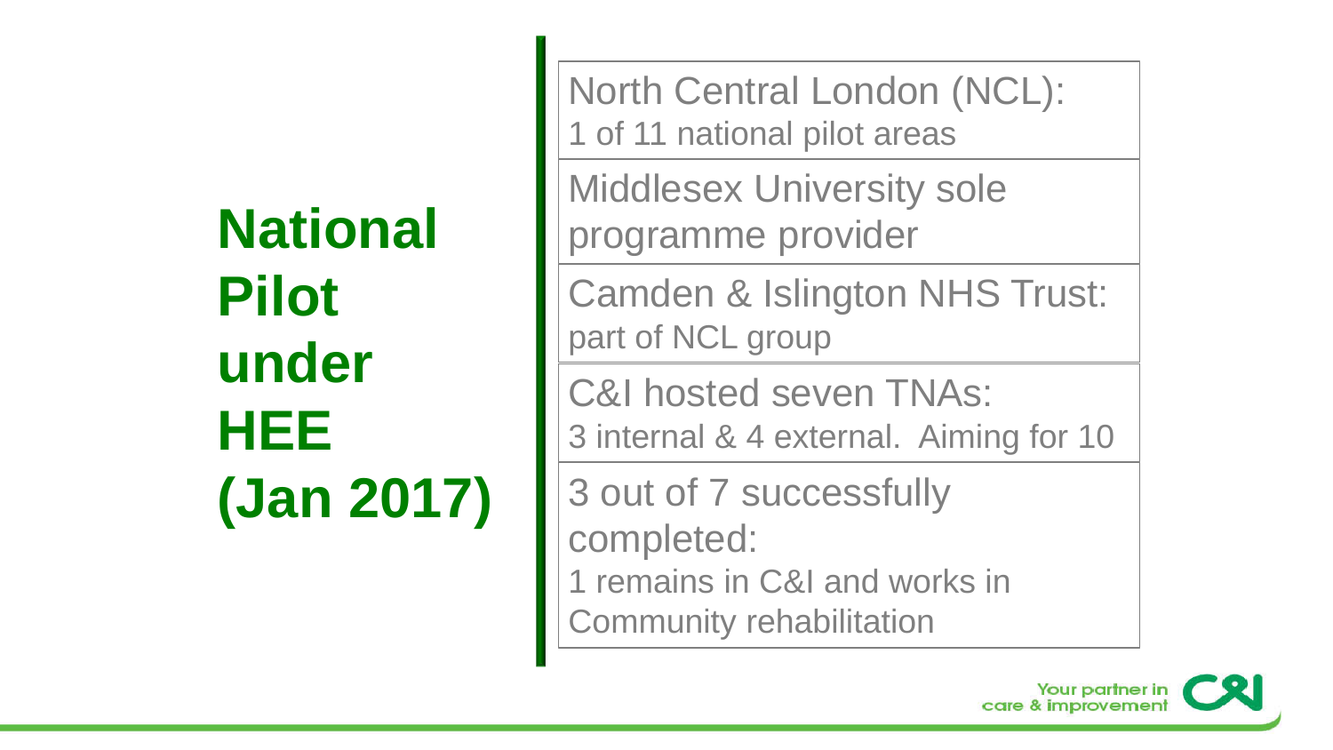# National Pilot under HEE (Jan 2017)

- North Central London (NCL):
  1 of 11 national pilot areas
- Middlesex University sole programme provider
- Camden & Islington NHS Trust:
  part of NCL group
- C&I hosted seven TNAs:
  3 internal & 4 external. Aiming for 10
- 3 out of 7 successfully completed:
  1 remains in C&I and works in Community rehabilitation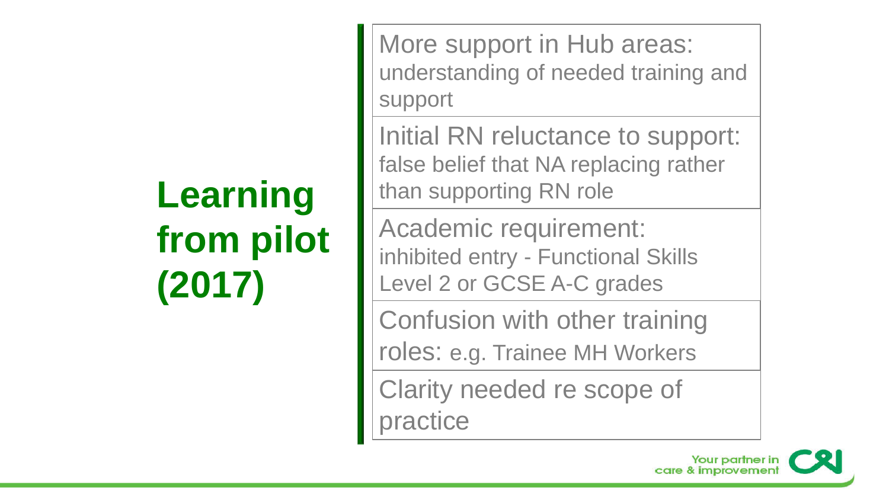# Learning from pilot (2017)

- **More support in Hub areas:** understanding of needed training and support
- **Initial RN reluctance to support:** false belief that NA replacing rather than supporting RN role
- **Academic requirement:** inhibited entry - Functional Skills Level 2 or GCSE A-C grades
- **Confusion with other training roles:** e.g. Trainee MH Workers
- **Clarity needed re scope of practice**

Your partner in care & improvement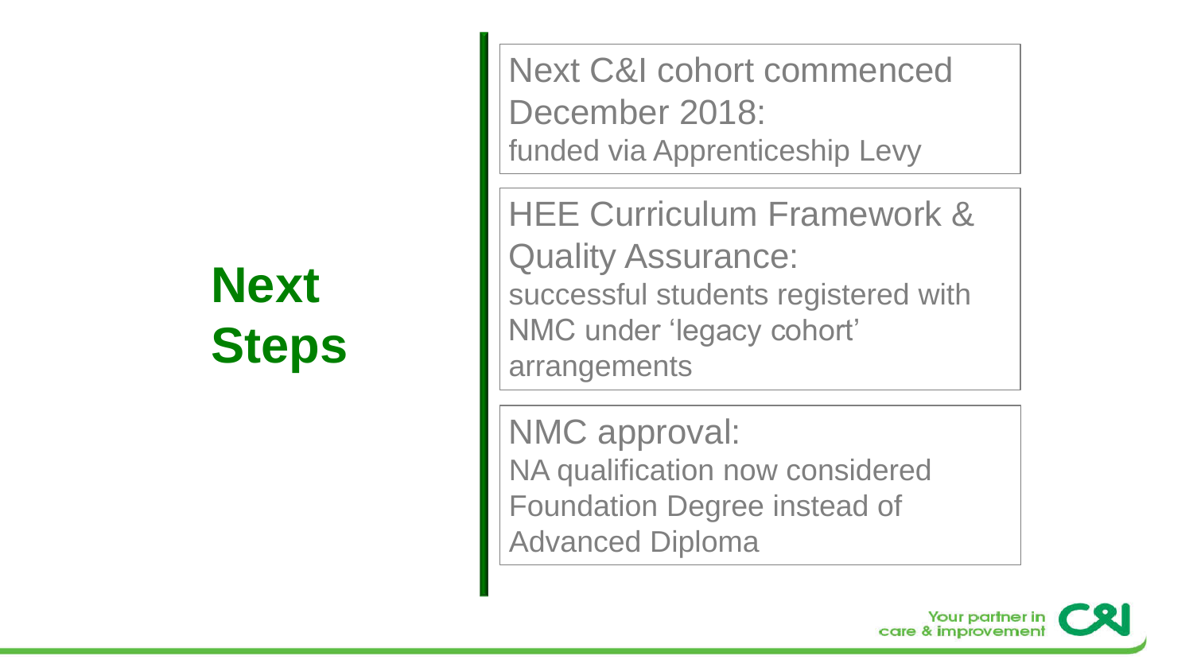# Next Steps

**Next C&I cohort commenced December 2018:**
funded via Apprenticeship Levy

**HEE Curriculum Framework & Quality Assurance:**
successful students registered with NMC under 'legacy cohort' arrangements

**NMC approval:**
NA qualification now considered Foundation Degree instead of Advanced Diploma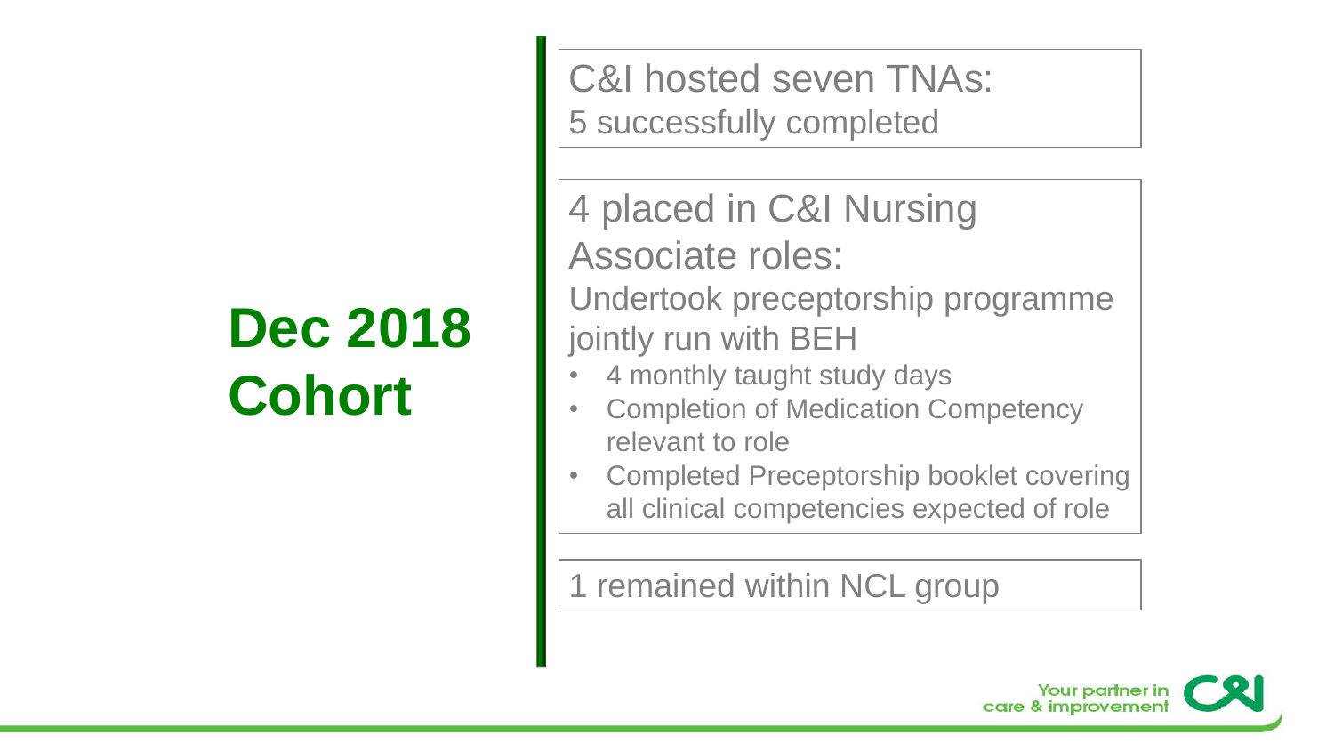# Dec 2018 Cohort

C&I hosted seven TNAs:
5 successfully completed

4 placed in C&I Nursing Associate roles:
Undertook preceptorship programme jointly run with BEH

- 4 monthly taught study days
- Completion of Medication Competency relevant to role
- Completed Preceptorship booklet covering all clinical competencies expected of role

1 remained within NCL group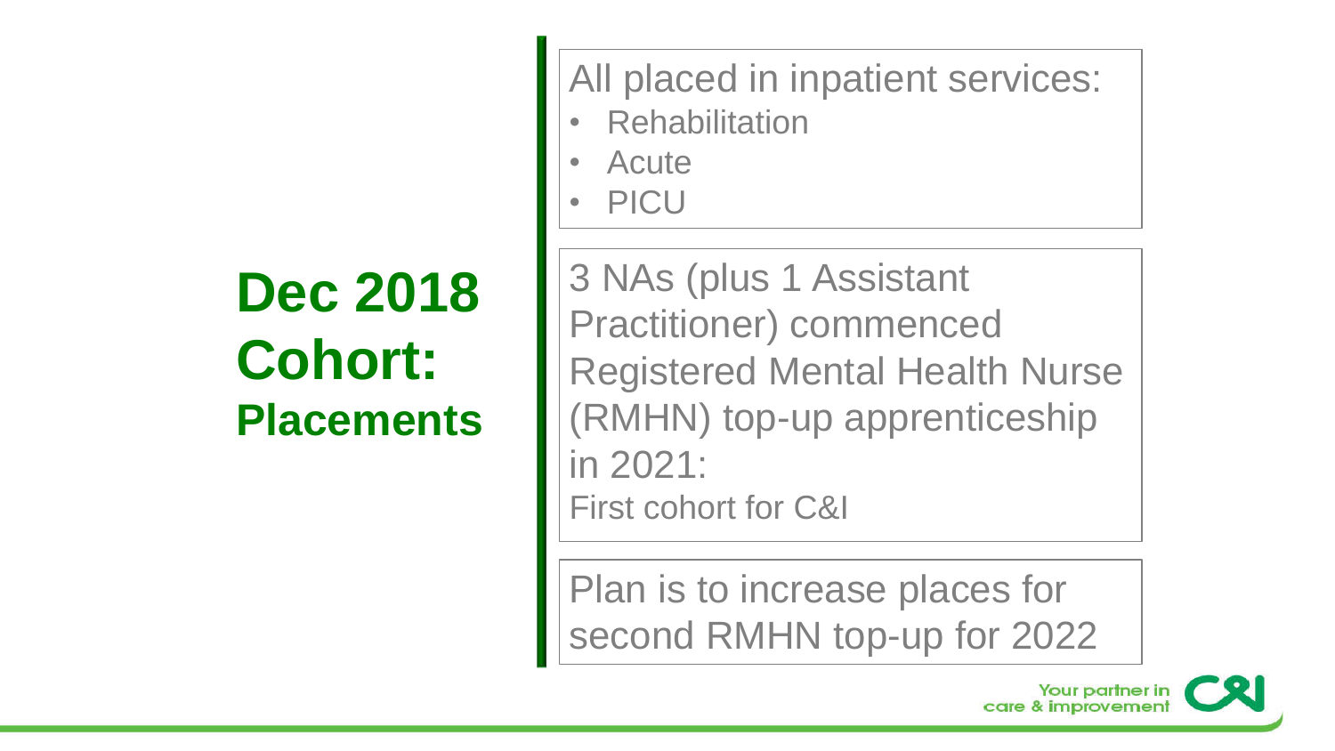# Dec 2018 Cohort: Placements

All placed in inpatient services:

- Rehabilitation
- Acute
- PICU

3 NAs (plus 1 Assistant Practitioner) commenced Registered Mental Health Nurse (RMHN) top-up apprenticeship in 2021:

First cohort for C&I

Plan is to increase places for second RMHN top-up for 2022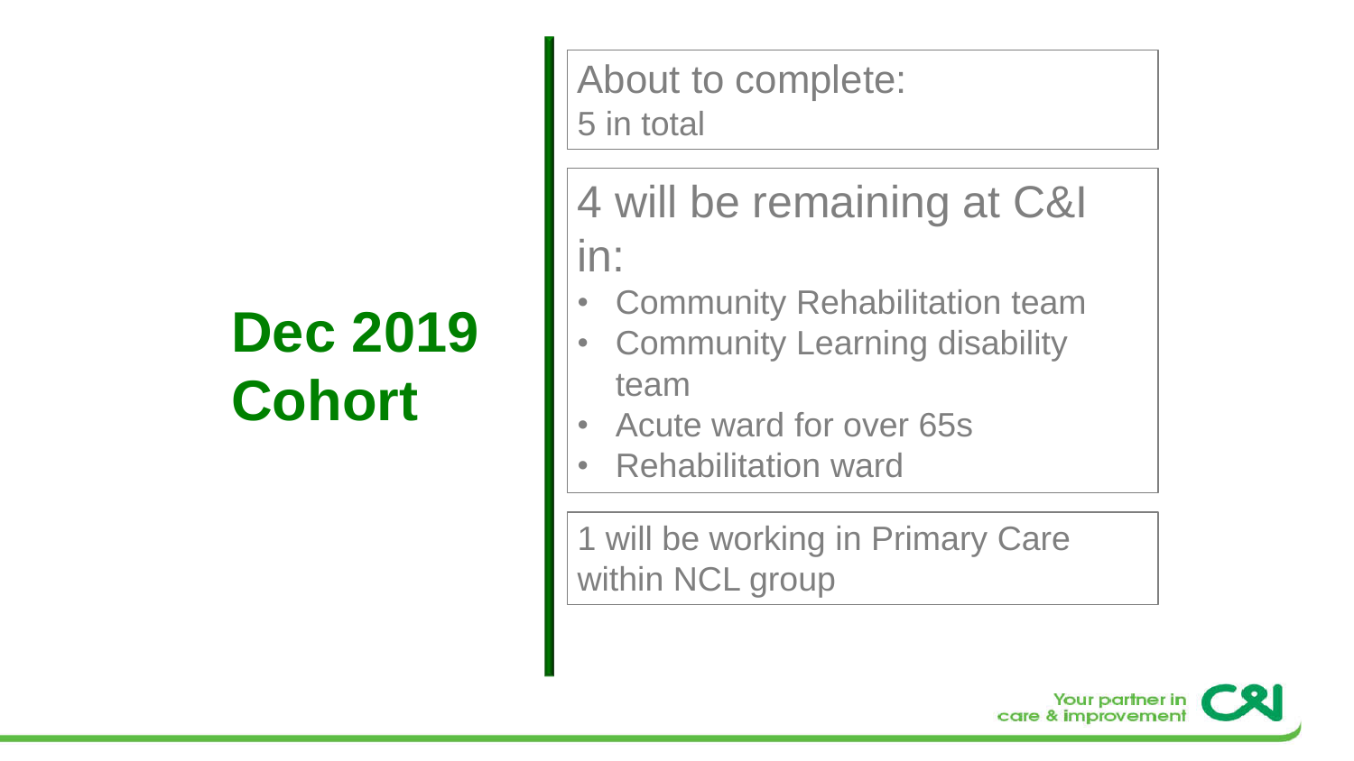# Dec 2019 Cohort

About to complete:
5 in total

4 will be remaining at C&I in:

- Community Rehabilitation team
- Community Learning disability team
- Acute ward for over 65s
- Rehabilitation ward

1 will be working in Primary Care within NCL group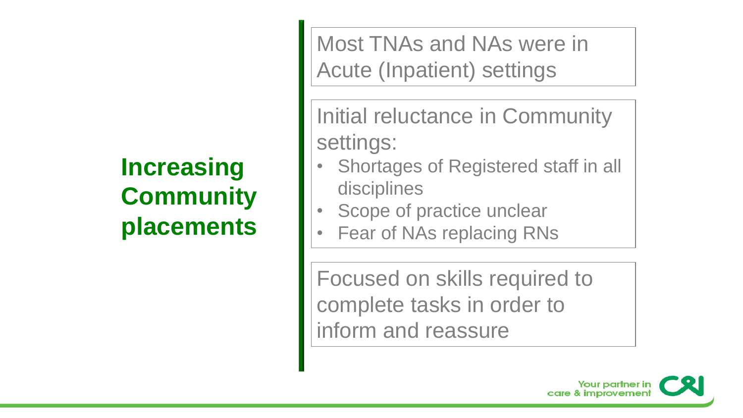## Increasing Community placements

Most TNAs and NAs were in Acute (Inpatient) settings

Initial reluctance in Community settings:

- Shortages of Registered staff in all disciplines
- Scope of practice unclear
- Fear of NAs replacing RNs

Focused on skills required to complete tasks in order to inform and reassure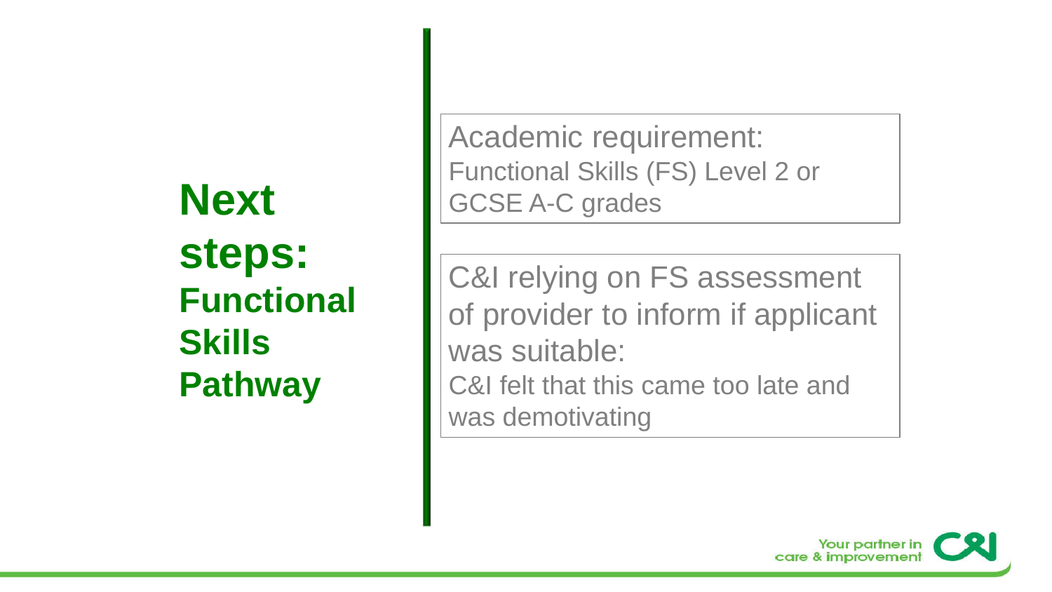# Next steps: Functional Skills Pathway

Academic requirement:
Functional Skills (FS) Level 2 or GCSE A-C grades

C&I relying on FS assessment of provider to inform if applicant was suitable:
C&I felt that this came too late and was demotivating

Your partner in care & improvement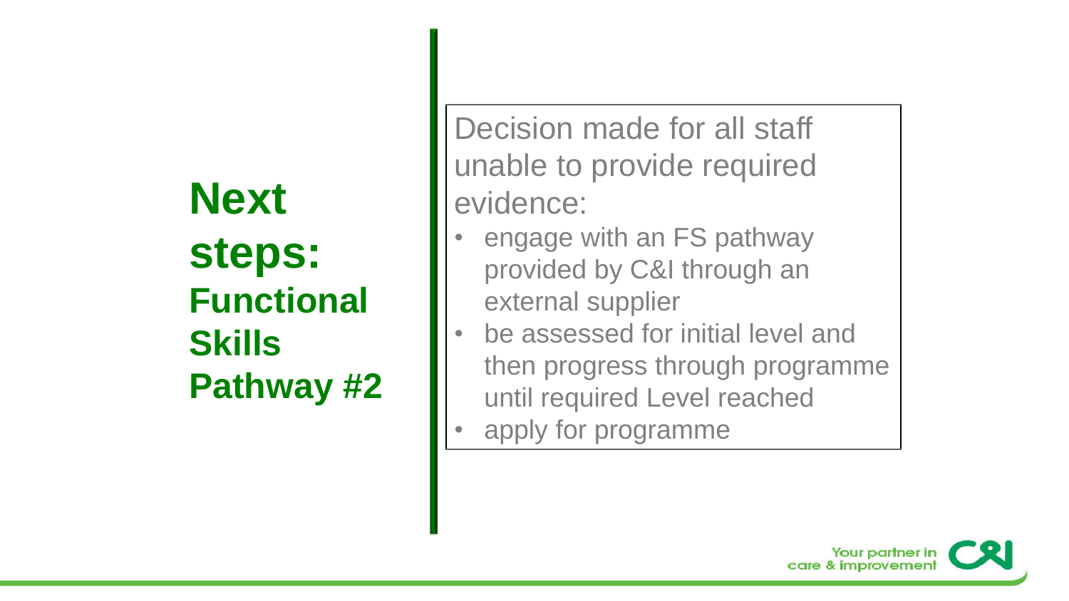# Next steps: Functional Skills Pathway #2

Decision made for all staff unable to provide required evidence:

- engage with an FS pathway provided by C&I through an external supplier
- be assessed for initial level and then progress through programme until required Level reached
- apply for programme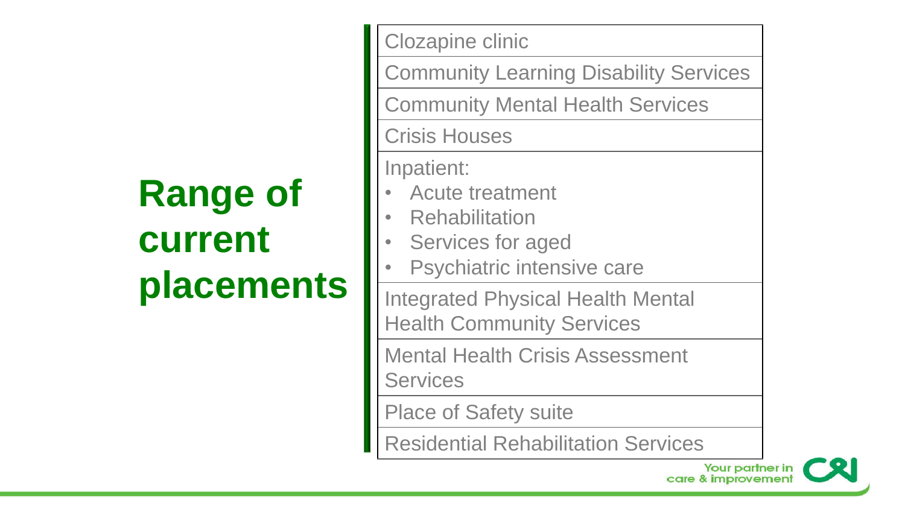# Range of current placements

- Clozapine clinic
- Community Learning Disability Services
- Community Mental Health Services
- Crisis Houses
- Inpatient:
  - Acute treatment
  - Rehabilitation
  - Services for aged
  - Psychiatric intensive care
- Integrated Physical Health Mental Health Community Services
- Mental Health Crisis Assessment Services
- Place of Safety suite
- Residential Rehabilitation Services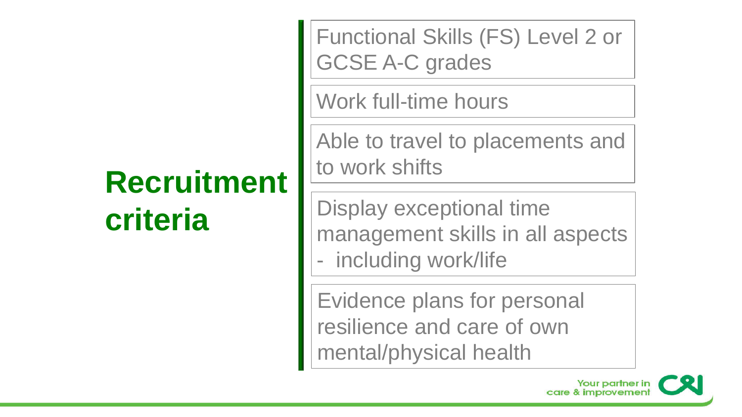# Recruitment criteria

- Functional Skills (FS) Level 2 or GCSE A-C grades
- Work full-time hours
- Able to travel to placements and to work shifts
- Display exceptional time management skills in all aspects - including work/life
- Evidence plans for personal resilience and care of own mental/physical health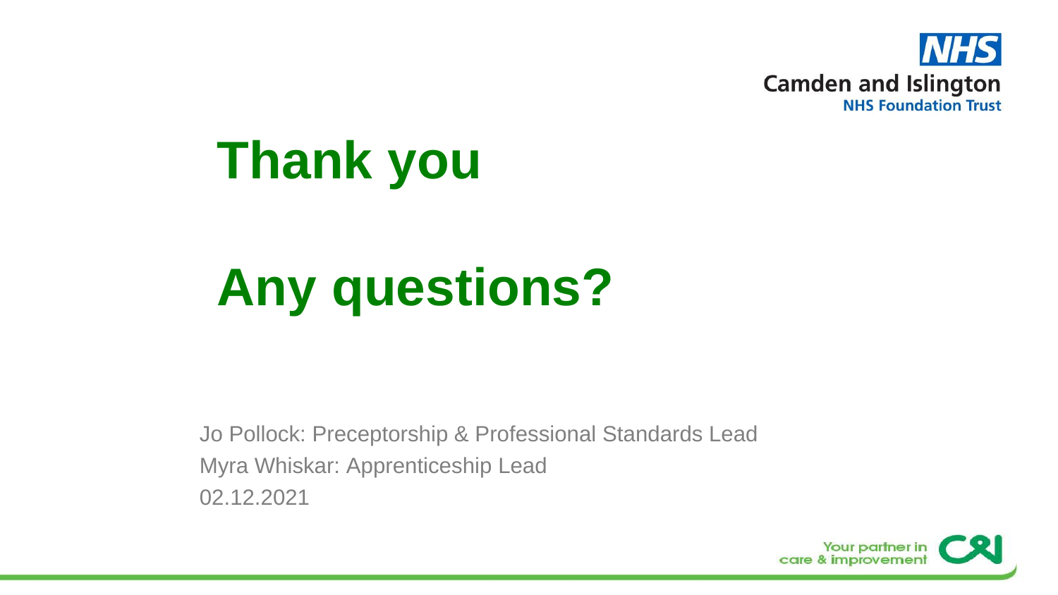# Thank you

# Any questions?

Jo Pollock: Preceptorship & Professional Standards Lead
Myra Whiskar: Apprenticeship Lead
02.12.2021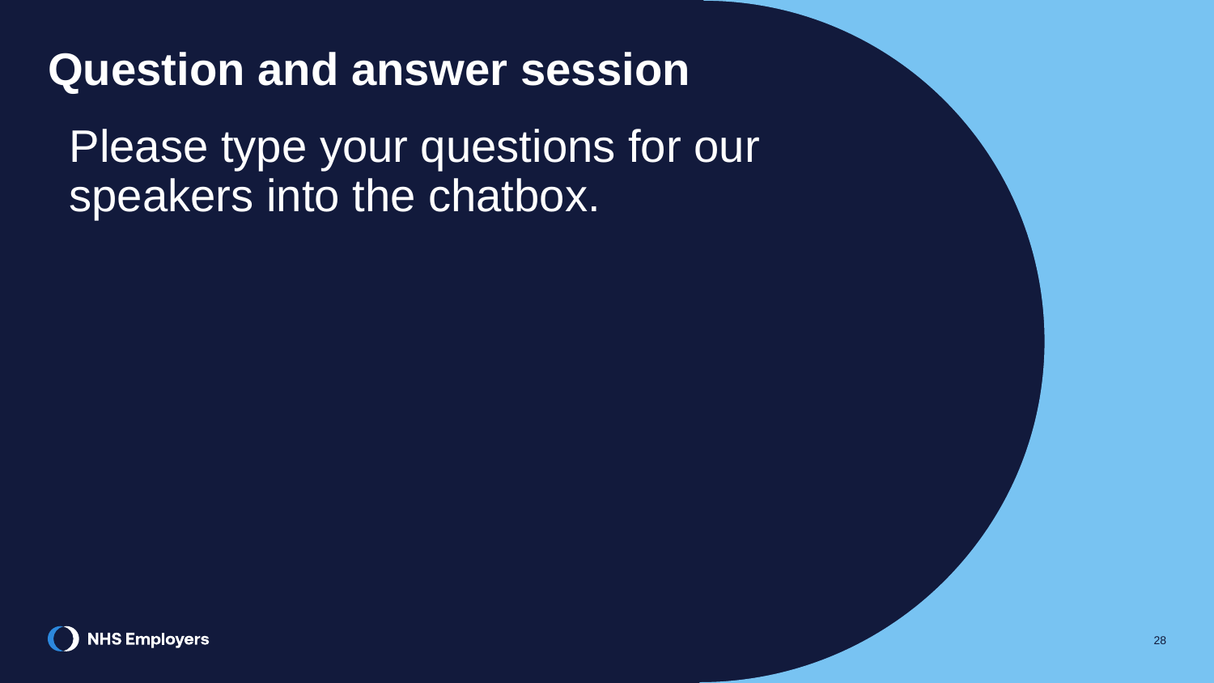# Question and answer session

Please type your questions for our speakers into the chatbox.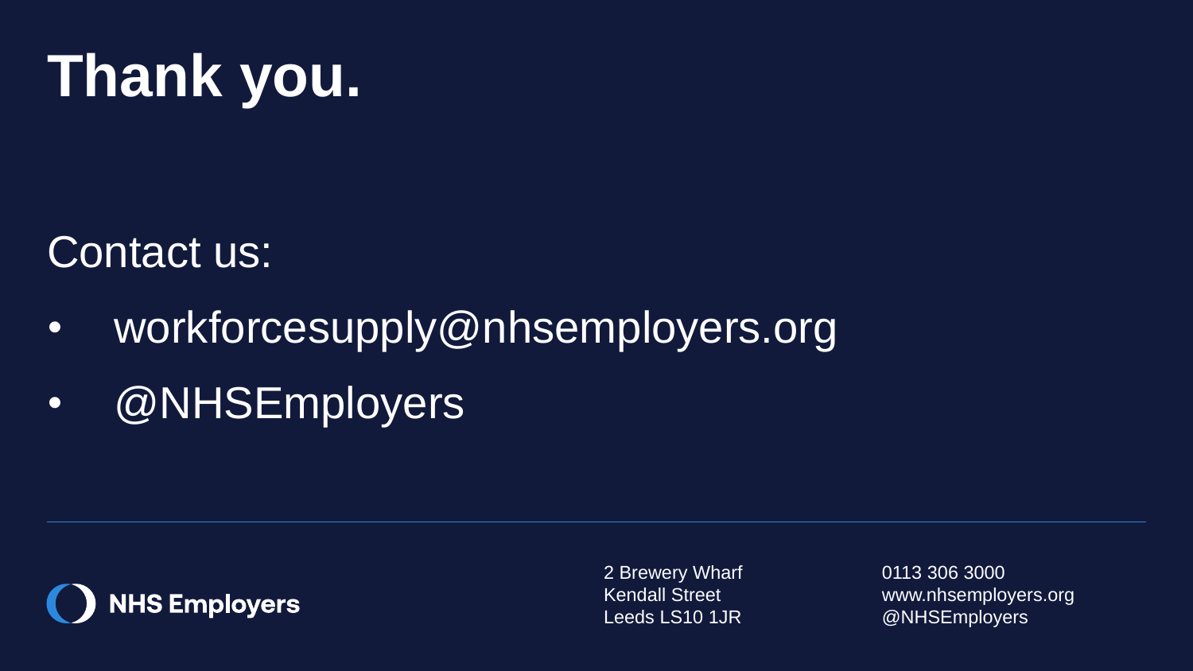# Thank you.

Contact us:

- workforcesupply@nhsemployers.org
- @NHSEmployers

NHS Employers

2 Brewery Wharf
Kendall Street
Leeds LS10 1JR

0113 306 3000
www.nhsemployers.org
@NHSEmployers